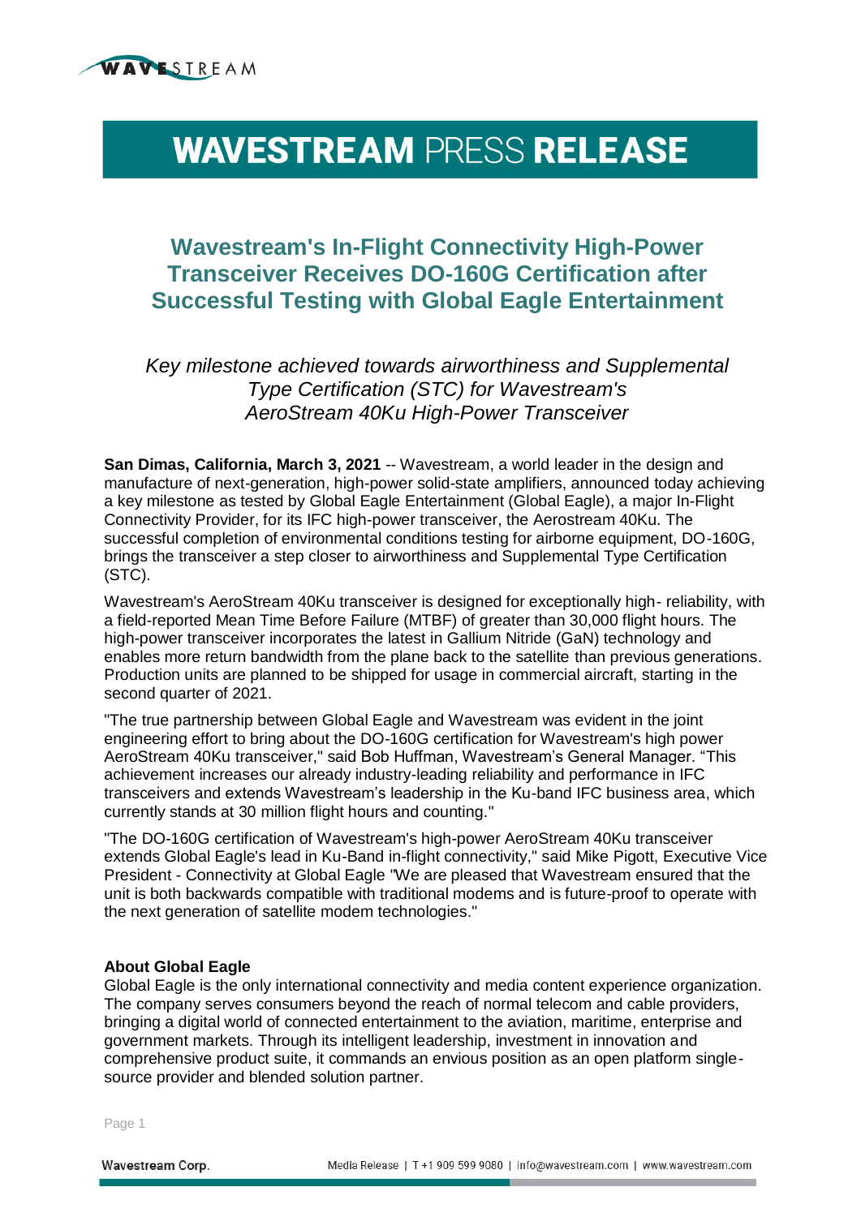# WAVESTREAM PRESS RELEASE

## Wavestream's In-Flight Connectivity High-Power Transceiver Receives DO-160G Certification after Successful Testing with Global Eagle Entertainment

*Key milestone achieved towards airworthiness and Supplemental Type Certification (STC) for Wavestream's AeroStream 40Ku High-Power Transceiver*

**San Dimas, California, March 3, 2021** -- Wavestream, a world leader in the design and manufacture of next-generation, high-power solid-state amplifiers, announced today achieving a key milestone as tested by Global Eagle Entertainment (Global Eagle), a major In-Flight Connectivity Provider, for its IFC high-power transceiver, the Aerostream 40Ku. The successful completion of environmental conditions testing for airborne equipment, DO-160G, brings the transceiver a step closer to airworthiness and Supplemental Type Certification (STC).

Wavestream's AeroStream 40Ku transceiver is designed for exceptionally high- reliability, with a field-reported Mean Time Before Failure (MTBF) of greater than 30,000 flight hours. The high-power transceiver incorporates the latest in Gallium Nitride (GaN) technology and enables more return bandwidth from the plane back to the satellite than previous generations. Production units are planned to be shipped for usage in commercial aircraft, starting in the second quarter of 2021.

"The true partnership between Global Eagle and Wavestream was evident in the joint engineering effort to bring about the DO-160G certification for Wavestream's high power AeroStream 40Ku transceiver," said Bob Huffman, Wavestream's General Manager. "This achievement increases our already industry-leading reliability and performance in IFC transceivers and extends Wavestream's leadership in the Ku-band IFC business area, which currently stands at 30 million flight hours and counting."

"The DO-160G certification of Wavestream's high-power AeroStream 40Ku transceiver extends Global Eagle's lead in Ku-Band in-flight connectivity," said Mike Pigott, Executive Vice President - Connectivity at Global Eagle "We are pleased that Wavestream ensured that the unit is both backwards compatible with traditional modems and is future-proof to operate with the next generation of satellite modem technologies."

**About Global Eagle**

Global Eagle is the only international connectivity and media content experience organization. The company serves consumers beyond the reach of normal telecom and cable providers, bringing a digital world of connected entertainment to the aviation, maritime, enterprise and government markets. Through its intelligent leadership, investment in innovation and comprehensive product suite, it commands an envious position as an open platform single-source provider and blended solution partner.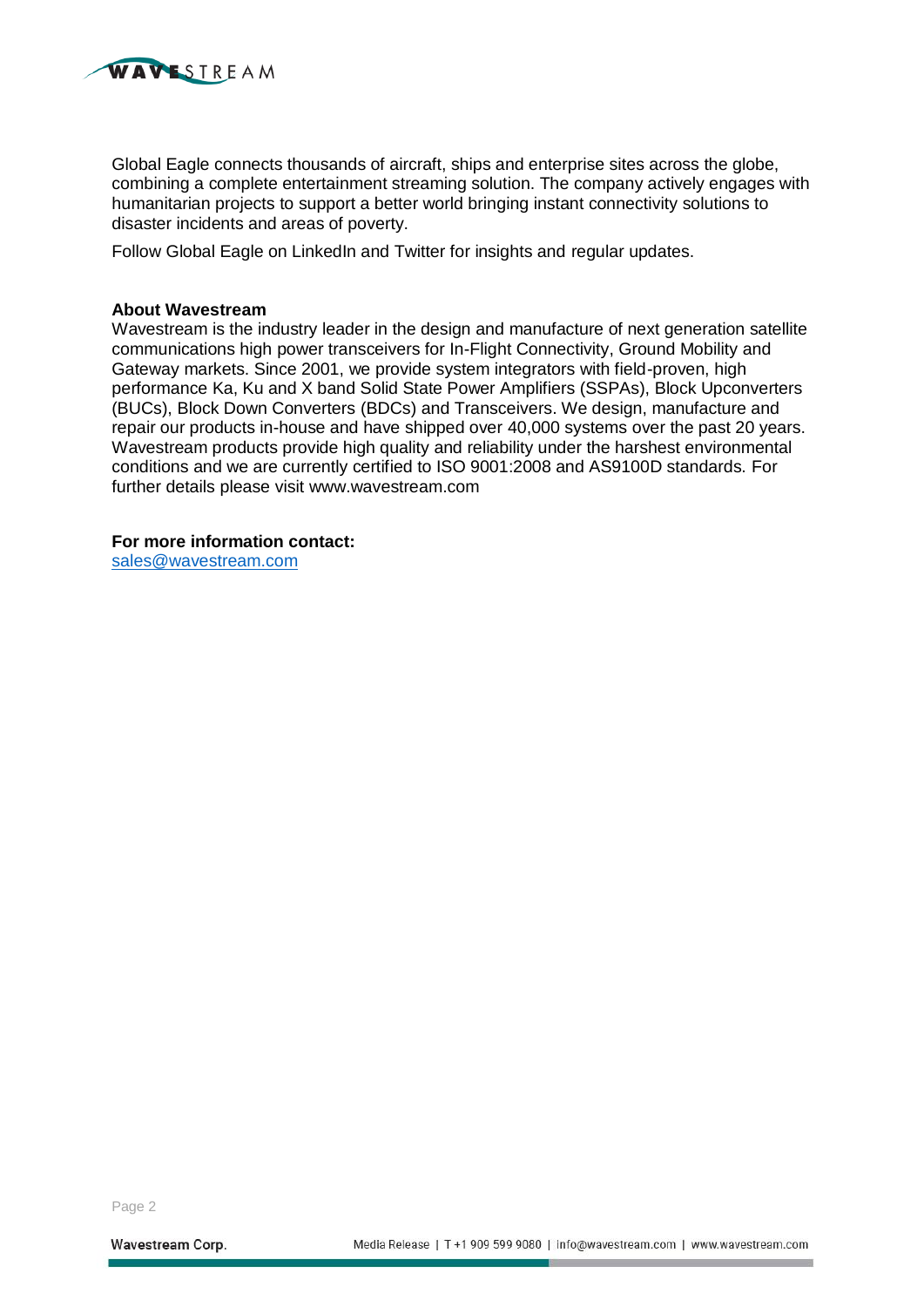Global Eagle connects thousands of aircraft, ships and enterprise sites across the globe, combining a complete entertainment streaming solution. The company actively engages with humanitarian projects to support a better world bringing instant connectivity solutions to disaster incidents and areas of poverty.

Follow Global Eagle on LinkedIn and Twitter for insights and regular updates.

**About Wavestream**

Wavestream is the industry leader in the design and manufacture of next generation satellite communications high power transceivers for In-Flight Connectivity, Ground Mobility and Gateway markets. Since 2001, we provide system integrators with field-proven, high performance Ka, Ku and X band Solid State Power Amplifiers (SSPAs), Block Upconverters (BUCs), Block Down Converters (BDCs) and Transceivers. We design, manufacture and repair our products in-house and have shipped over 40,000 systems over the past 20 years. Wavestream products provide high quality and reliability under the harshest environmental conditions and we are currently certified to ISO 9001:2008 and AS9100D standards. For further details please visit www.wavestream.com

**For more information contact:**
sales@wavestream.com